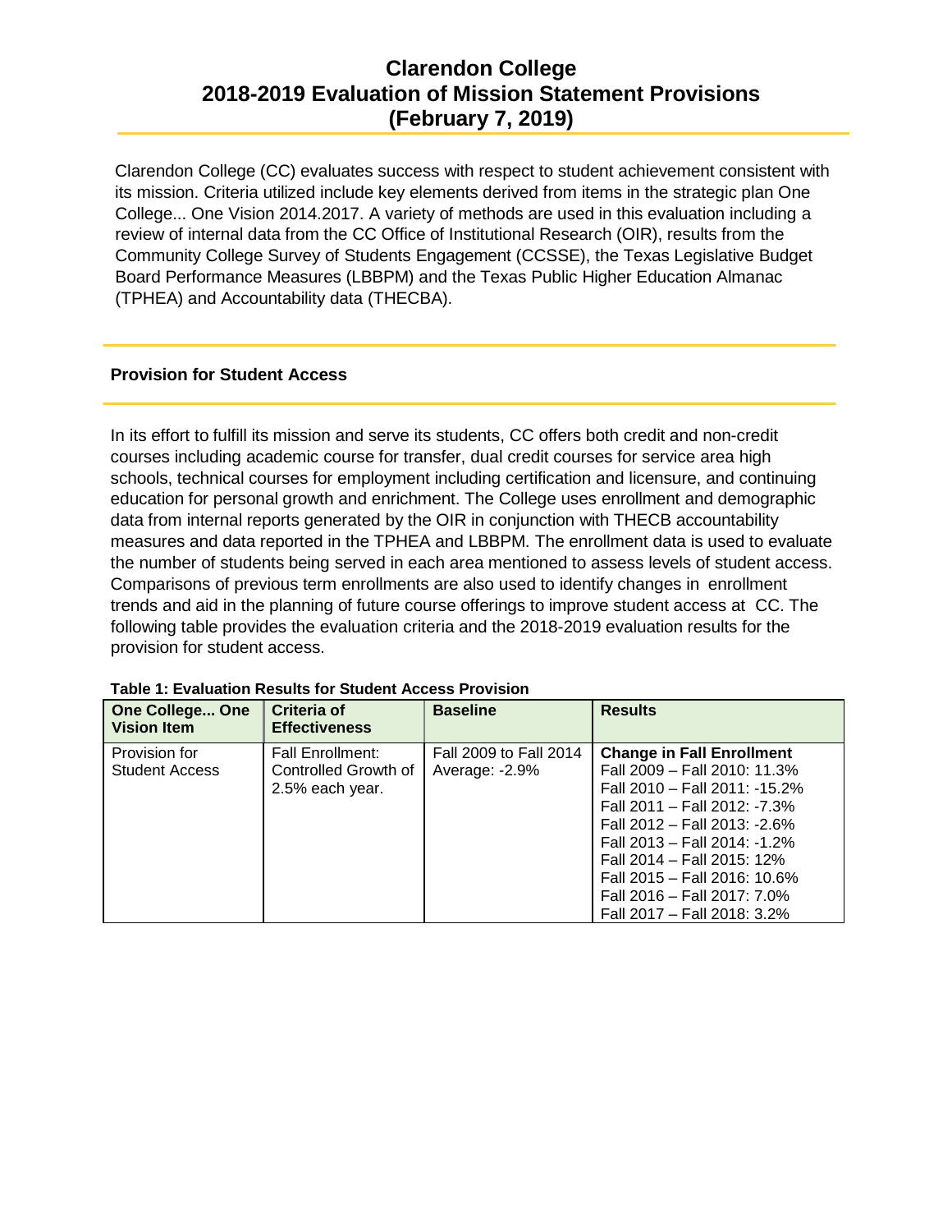# Clarendon College
# 2018-2019 Evaluation of Mission Statement Provisions
# (February 7, 2019)

Clarendon College (CC) evaluates success with respect to student achievement consistent with its mission. Criteria utilized include key elements derived from items in the strategic plan One College... One Vision 2014.2017. A variety of methods are used in this evaluation including a review of internal data from the CC Office of Institutional Research (OIR), results from the Community College Survey of Students Engagement (CCSSE), the Texas Legislative Budget Board Performance Measures (LBBPM) and the Texas Public Higher Education Almanac (TPHEA) and Accountability data (THECBA).

## Provision for Student Access

In its effort to fulfill its mission and serve its students, CC offers both credit and non-credit courses including academic course for transfer, dual credit courses for service area high schools, technical courses for employment including certification and licensure, and continuing education for personal growth and enrichment. The College uses enrollment and demographic data from internal reports generated by the OIR in conjunction with THECB accountability measures and data reported in the TPHEA and LBBPM. The enrollment data is used to evaluate the number of students being served in each area mentioned to assess levels of student access. Comparisons of previous term enrollments are also used to identify changes in enrollment trends and aid in the planning of future course offerings to improve student access at CC. The following table provides the evaluation criteria and the 2018-2019 evaluation results for the provision for student access.

**Table 1: Evaluation Results for Student Access Provision**

| One College... One Vision Item | Criteria of Effectiveness | Baseline | Results |
|---|---|---|---|
| Provision for Student Access | Fall Enrollment: Controlled Growth of 2.5% each year. | Fall 2009 to Fall 2014 Average: -2.9% | **Change in Fall Enrollment**<br>Fall 2009 – Fall 2010: 11.3%<br>Fall 2010 – Fall 2011: -15.2%<br>Fall 2011 – Fall 2012: -7.3%<br>Fall 2012 – Fall 2013: -2.6%<br>Fall 2013 – Fall 2014: -1.2%<br>Fall 2014 – Fall 2015: 12%<br>Fall 2015 – Fall 2016: 10.6%<br>Fall 2016 – Fall 2017: 7.0%<br>Fall 2017 – Fall 2018: 3.2% |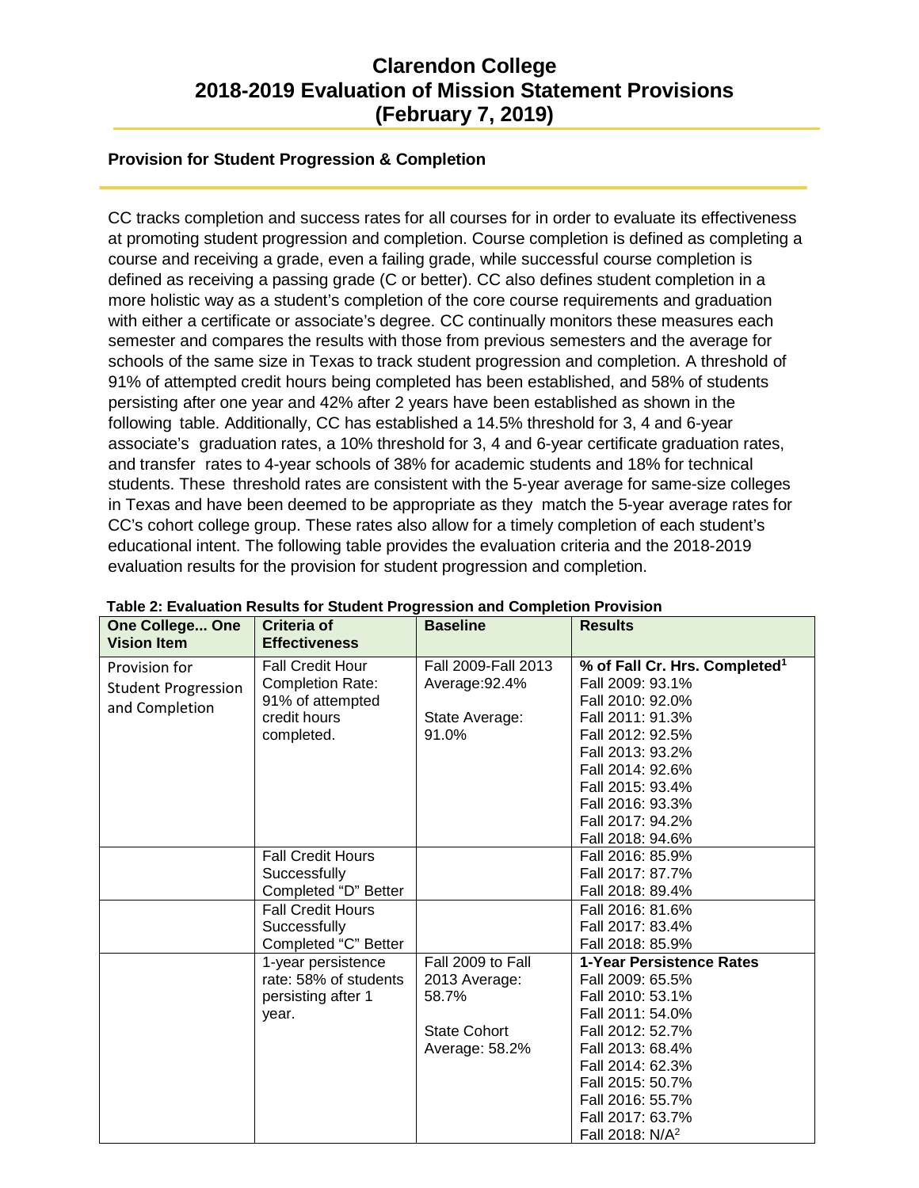# Clarendon College
# 2018-2019 Evaluation of Mission Statement Provisions
# (February 7, 2019)

## Provision for Student Progression & Completion

CC tracks completion and success rates for all courses for in order to evaluate its effectiveness at promoting student progression and completion. Course completion is defined as completing a course and receiving a grade, even a failing grade, while successful course completion is defined as receiving a passing grade (C or better). CC also defines student completion in a more holistic way as a student's completion of the core course requirements and graduation with either a certificate or associate's degree. CC continually monitors these measures each semester and compares the results with those from previous semesters and the average for schools of the same size in Texas to track student progression and completion. A threshold of 91% of attempted credit hours being completed has been established, and 58% of students persisting after one year and 42% after 2 years have been established as shown in the following table. Additionally, CC has established a 14.5% threshold for 3, 4 and 6-year associate's graduation rates, a 10% threshold for 3, 4 and 6-year certificate graduation rates, and transfer rates to 4-year schools of 38% for academic students and 18% for technical students. These threshold rates are consistent with the 5-year average for same-size colleges in Texas and have been deemed to be appropriate as they match the 5-year average rates for CC's cohort college group. These rates also allow for a timely completion of each student's educational intent. The following table provides the evaluation criteria and the 2018-2019 evaluation results for the provision for student progression and completion.

**Table 2: Evaluation Results for Student Progression and Completion Provision**

| One College... One Vision Item | Criteria of Effectiveness | Baseline | Results |
|---|---|---|---|
| Provision for Student Progression and Completion | Fall Credit Hour Completion Rate: 91% of attempted credit hours completed. | Fall 2009-Fall 2013 Average:92.4%<br><br>State Average: 91.0% | **% of Fall Cr. Hrs. Completed[1]**<br>Fall 2009: 93.1%<br>Fall 2010: 92.0%<br>Fall 2011: 91.3%<br>Fall 2012: 92.5%<br>Fall 2013: 93.2%<br>Fall 2014: 92.6%<br>Fall 2015: 93.4%<br>Fall 2016: 93.3%<br>Fall 2017: 94.2%<br>Fall 2018: 94.6% |
| | Fall Credit Hours Successfully Completed "D" Better | | Fall 2016: 85.9%<br>Fall 2017: 87.7%<br>Fall 2018: 89.4% |
| | Fall Credit Hours Successfully Completed "C" Better | | Fall 2016: 81.6%<br>Fall 2017: 83.4%<br>Fall 2018: 85.9% |
| | 1-year persistence rate: 58% of students persisting after 1 year. | Fall 2009 to Fall 2013 Average: 58.7%<br><br>State Cohort Average: 58.2% | **1-Year Persistence Rates**<br>Fall 2009: 65.5%<br>Fall 2010: 53.1%<br>Fall 2011: 54.0%<br>Fall 2012: 52.7%<br>Fall 2013: 68.4%<br>Fall 2014: 62.3%<br>Fall 2015: 50.7%<br>Fall 2016: 55.7%<br>Fall 2017: 63.7%<br>Fall 2018: N/A[2] |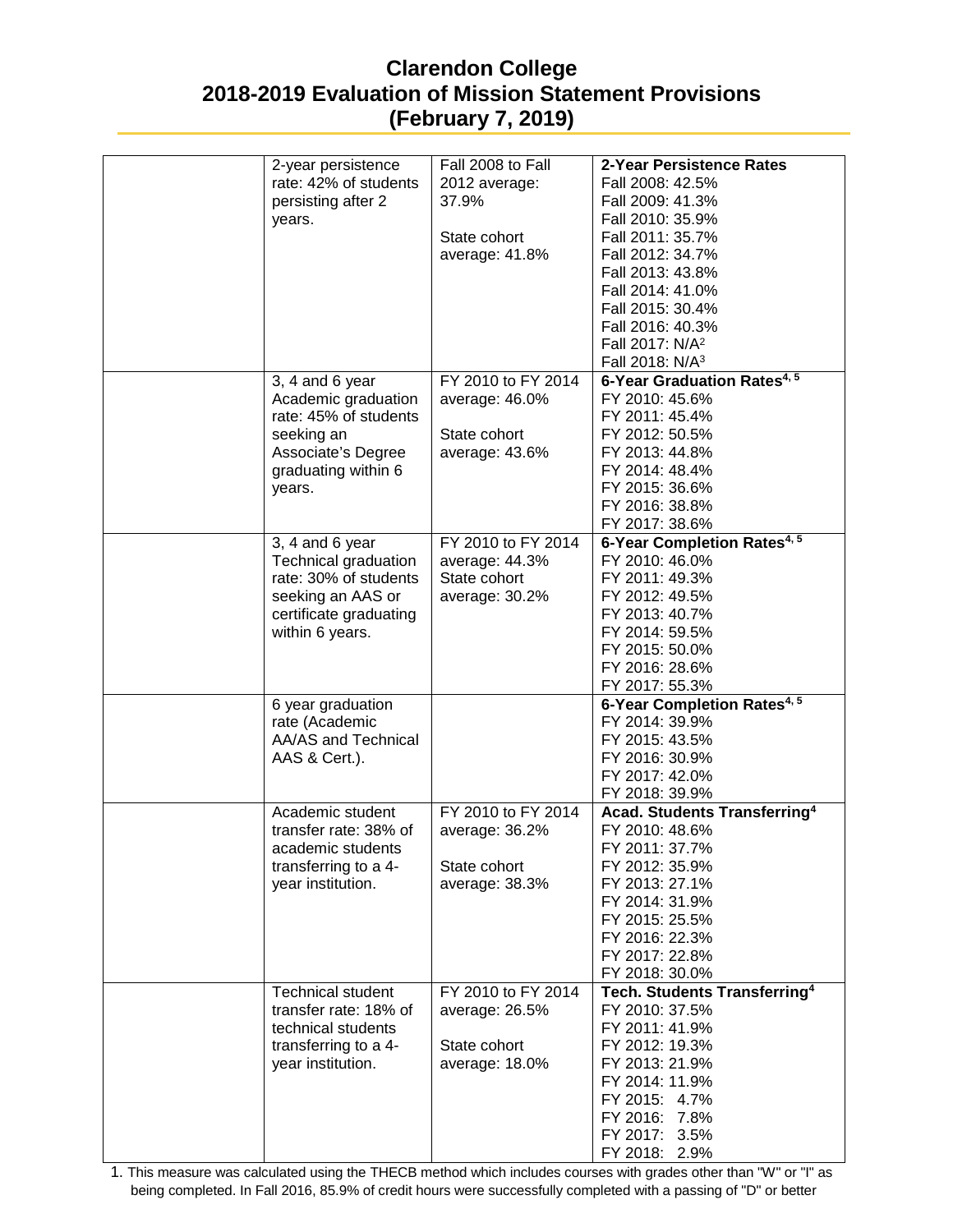# Clarendon College
# 2018-2019 Evaluation of Mission Statement Provisions
# (February 7, 2019)

| | | | |
|---|---|---|---|
| | 2-year persistence rate: 42% of students persisting after 2 years. | Fall 2008 to Fall 2012 average: 37.9%<br><br>State cohort average: 41.8% | **2-Year Persistence Rates**<br>Fall 2008: 42.5%<br>Fall 2009: 41.3%<br>Fall 2010: 35.9%<br>Fall 2011: 35.7%<br>Fall 2012: 34.7%<br>Fall 2013: 43.8%<br>Fall 2014: 41.0%<br>Fall 2015: 30.4%<br>Fall 2016: 40.3%<br>Fall 2017: N/A[2]<br>Fall 2018: N/A[3] |
| | 3, 4 and 6 year Academic graduation rate: 45% of students seeking an Associate's Degree graduating within 6 years. | FY 2010 to FY 2014 average: 46.0%<br><br>State cohort average: 43.6% | **6-Year Graduation Rates[4, 5]**<br>FY 2010: 45.6%<br>FY 2011: 45.4%<br>FY 2012: 50.5%<br>FY 2013: 44.8%<br>FY 2014: 48.4%<br>FY 2015: 36.6%<br>FY 2016: 38.8%<br>FY 2017: 38.6% |
| | 3, 4 and 6 year Technical graduation rate: 30% of students seeking an AAS or certificate graduating within 6 years. | FY 2010 to FY 2014 average: 44.3%<br>State cohort average: 30.2% | **6-Year Completion Rates[4, 5]**<br>FY 2010: 46.0%<br>FY 2011: 49.3%<br>FY 2012: 49.5%<br>FY 2013: 40.7%<br>FY 2014: 59.5%<br>FY 2015: 50.0%<br>FY 2016: 28.6%<br>FY 2017: 55.3% |
| | 6 year graduation rate (Academic AA/AS and Technical AAS & Cert.). | | **6-Year Completion Rates[4, 5]**<br>FY 2014: 39.9%<br>FY 2015: 43.5%<br>FY 2016: 30.9%<br>FY 2017: 42.0%<br>FY 2018: 39.9% |
| | Academic student transfer rate: 38% of academic students transferring to a 4-year institution. | FY 2010 to FY 2014 average: 36.2%<br><br>State cohort average: 38.3% | **Acad. Students Transferring[4]**<br>FY 2010: 48.6%<br>FY 2011: 37.7%<br>FY 2012: 35.9%<br>FY 2013: 27.1%<br>FY 2014: 31.9%<br>FY 2015: 25.5%<br>FY 2016: 22.3%<br>FY 2017: 22.8%<br>FY 2018: 30.0% |
| | Technical student transfer rate: 18% of technical students transferring to a 4-year institution. | FY 2010 to FY 2014 average: 26.5%<br><br>State cohort average: 18.0% | **Tech. Students Transferring[4]**<br>FY 2010: 37.5%<br>FY 2011: 41.9%<br>FY 2012: 19.3%<br>FY 2013: 21.9%<br>FY 2014: 11.9%<br>FY 2015: 4.7%<br>FY 2016: 7.8%<br>FY 2017: 3.5%<br>FY 2018: 2.9% |

1. This measure was calculated using the THECB method which includes courses with grades other than "W" or "I" as being completed. In Fall 2016, 85.9% of credit hours were successfully completed with a passing of "D" or better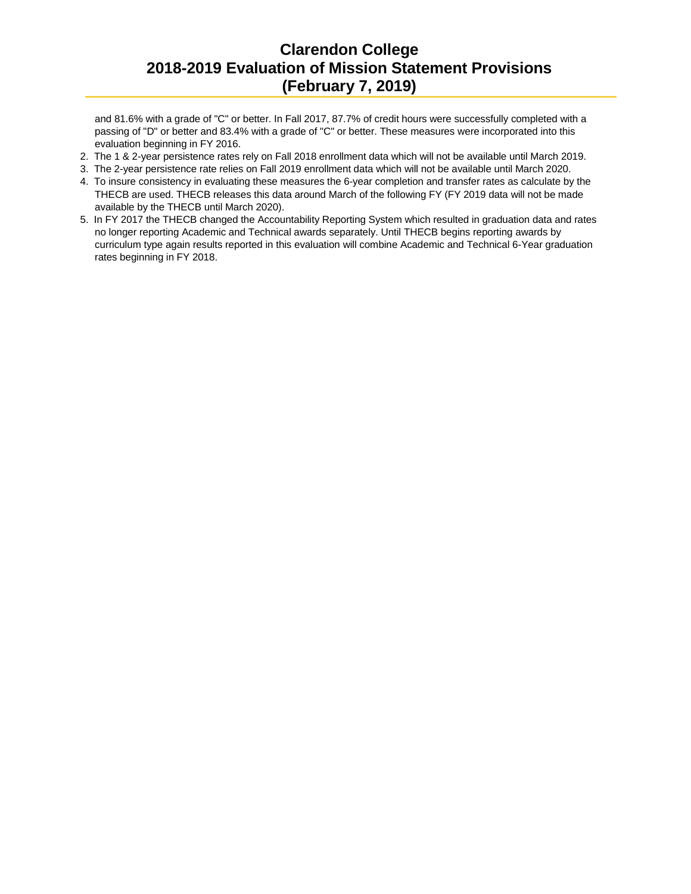and 81.6% with a grade of "C" or better. In Fall 2017, 87.7% of credit hours were successfully completed with a passing of "D" or better and 83.4% with a grade of "C" or better. These measures were incorporated into this evaluation beginning in FY 2016.

2. The 1 & 2-year persistence rates rely on Fall 2018 enrollment data which will not be available until March 2019.
3. The 2-year persistence rate relies on Fall 2019 enrollment data which will not be available until March 2020.
4. To insure consistency in evaluating these measures the 6-year completion and transfer rates as calculate by the THECB are used. THECB releases this data around March of the following FY (FY 2019 data will not be made available by the THECB until March 2020).
5. In FY 2017 the THECB changed the Accountability Reporting System which resulted in graduation data and rates no longer reporting Academic and Technical awards separately. Until THECB begins reporting awards by curriculum type again results reported in this evaluation will combine Academic and Technical 6-Year graduation rates beginning in FY 2018.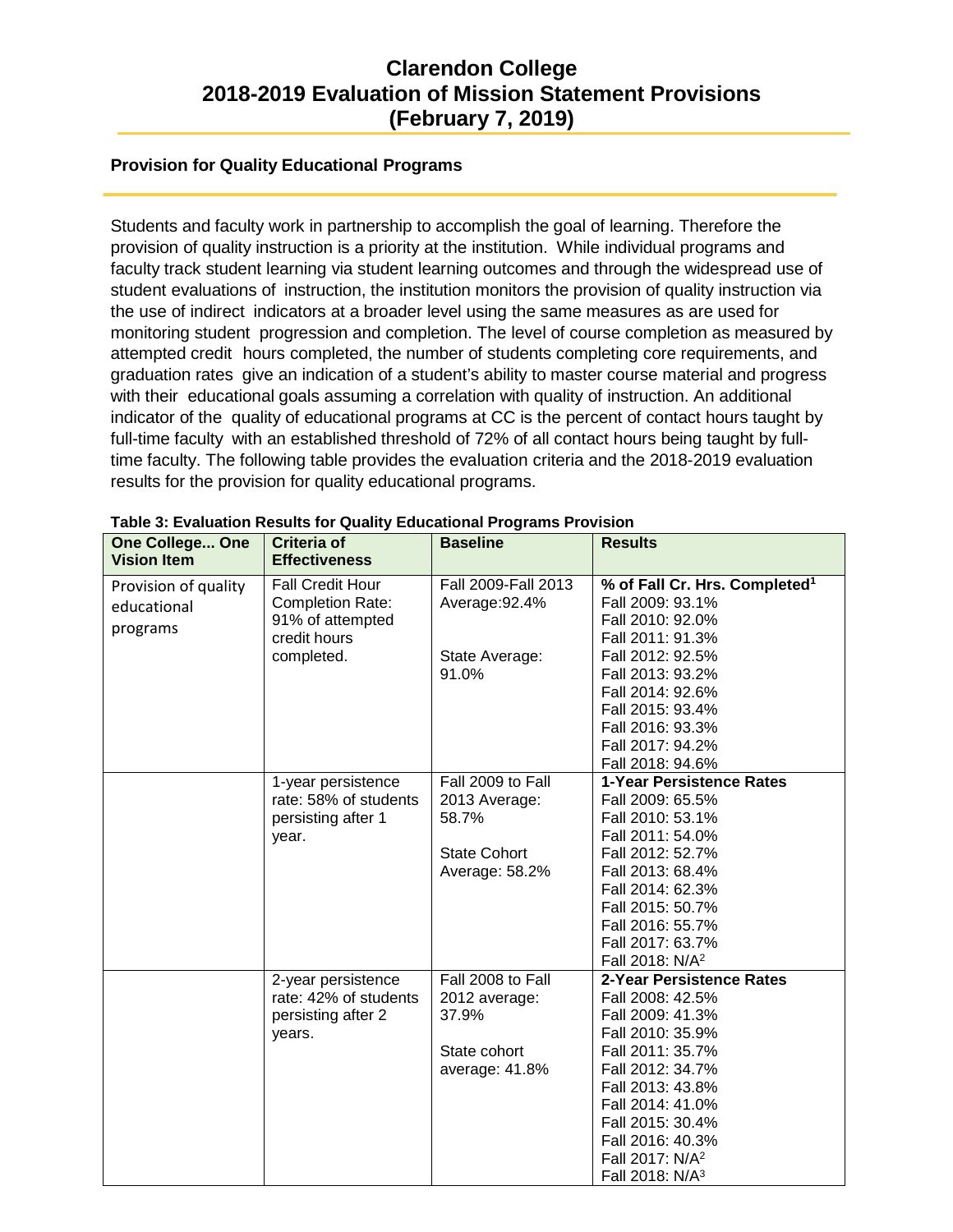# Clarendon College
# 2018-2019 Evaluation of Mission Statement Provisions
# (February 7, 2019)

## Provision for Quality Educational Programs

Students and faculty work in partnership to accomplish the goal of learning. Therefore the provision of quality instruction is a priority at the institution. While individual programs and faculty track student learning via student learning outcomes and through the widespread use of student evaluations of instruction, the institution monitors the provision of quality instruction via the use of indirect indicators at a broader level using the same measures as are used for monitoring student progression and completion. The level of course completion as measured by attempted credit hours completed, the number of students completing core requirements, and graduation rates give an indication of a student's ability to master course material and progress with their educational goals assuming a correlation with quality of instruction. An additional indicator of the quality of educational programs at CC is the percent of contact hours taught by full-time faculty with an established threshold of 72% of all contact hours being taught by full-time faculty. The following table provides the evaluation criteria and the 2018-2019 evaluation results for the provision for quality educational programs.

**Table 3: Evaluation Results for Quality Educational Programs Provision**

| One College... One Vision Item | Criteria of Effectiveness | Baseline | Results |
|---|---|---|---|
| Provision of quality educational programs | Fall Credit Hour Completion Rate: 91% of attempted credit hours completed. | Fall 2009-Fall 2013 Average:92.4%<br><br>State Average: 91.0% | **% of Fall Cr. Hrs. Completed[1]**<br>Fall 2009: 93.1%<br>Fall 2010: 92.0%<br>Fall 2011: 91.3%<br>Fall 2012: 92.5%<br>Fall 2013: 93.2%<br>Fall 2014: 92.6%<br>Fall 2015: 93.4%<br>Fall 2016: 93.3%<br>Fall 2017: 94.2%<br>Fall 2018: 94.6% |
| | 1-year persistence rate: 58% of students persisting after 1 year. | Fall 2009 to Fall 2013 Average: 58.7%<br><br>State Cohort Average: 58.2% | **1-Year Persistence Rates**<br>Fall 2009: 65.5%<br>Fall 2010: 53.1%<br>Fall 2011: 54.0%<br>Fall 2012: 52.7%<br>Fall 2013: 68.4%<br>Fall 2014: 62.3%<br>Fall 2015: 50.7%<br>Fall 2016: 55.7%<br>Fall 2017: 63.7%<br>Fall 2018: N/A[2] |
| | 2-year persistence rate: 42% of students persisting after 2 years. | Fall 2008 to Fall 2012 average: 37.9%<br><br>State cohort average: 41.8% | **2-Year Persistence Rates**<br>Fall 2008: 42.5%<br>Fall 2009: 41.3%<br>Fall 2010: 35.9%<br>Fall 2011: 35.7%<br>Fall 2012: 34.7%<br>Fall 2013: 43.8%<br>Fall 2014: 41.0%<br>Fall 2015: 30.4%<br>Fall 2016: 40.3%<br>Fall 2017: N/A[2]<br>Fall 2018: N/A[3] |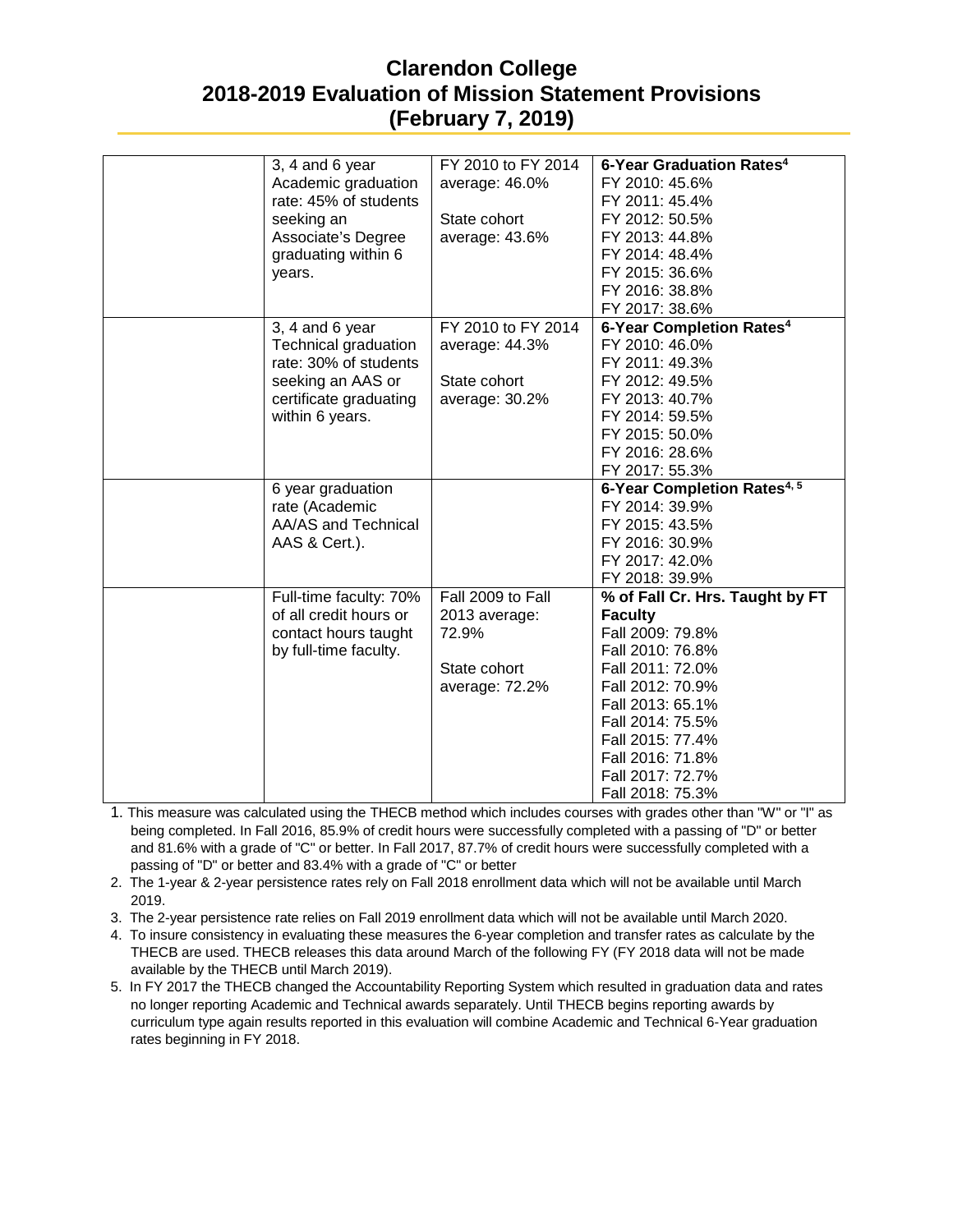# Clarendon College
# 2018-2019 Evaluation of Mission Statement Provisions
# (February 7, 2019)

| | | | |
|---|---|---|---|
| | 3, 4 and 6 year Academic graduation rate: 45% of students seeking an Associate's Degree graduating within 6 years. | FY 2010 to FY 2014 average: 46.0%<br><br>State cohort average: 43.6% | **6-Year Graduation Rates[4]**<br>FY 2010: 45.6%<br>FY 2011: 45.4%<br>FY 2012: 50.5%<br>FY 2013: 44.8%<br>FY 2014: 48.4%<br>FY 2015: 36.6%<br>FY 2016: 38.8%<br>FY 2017: 38.6% |
| | 3, 4 and 6 year Technical graduation rate: 30% of students seeking an AAS or certificate graduating within 6 years. | FY 2010 to FY 2014 average: 44.3%<br><br>State cohort average: 30.2% | **6-Year Completion Rates[4]**<br>FY 2010: 46.0%<br>FY 2011: 49.3%<br>FY 2012: 49.5%<br>FY 2013: 40.7%<br>FY 2014: 59.5%<br>FY 2015: 50.0%<br>FY 2016: 28.6%<br>FY 2017: 55.3% |
| | 6 year graduation rate (Academic AA/AS and Technical AAS & Cert.). | | **6-Year Completion Rates[4, 5]**<br>FY 2014: 39.9%<br>FY 2015: 43.5%<br>FY 2016: 30.9%<br>FY 2017: 42.0%<br>FY 2018: 39.9% |
| | Full-time faculty: 70% of all credit hours or contact hours taught by full-time faculty. | Fall 2009 to Fall 2013 average: 72.9%<br><br>State cohort average: 72.2% | **% of Fall Cr. Hrs. Taught by FT Faculty**<br>Fall 2009: 79.8%<br>Fall 2010: 76.8%<br>Fall 2011: 72.0%<br>Fall 2012: 70.9%<br>Fall 2013: 65.1%<br>Fall 2014: 75.5%<br>Fall 2015: 77.4%<br>Fall 2016: 71.8%<br>Fall 2017: 72.7%<br>Fall 2018: 75.3% |

1. This measure was calculated using the THECB method which includes courses with grades other than "W" or "I" as being completed. In Fall 2016, 85.9% of credit hours were successfully completed with a passing of "D" or better and 81.6% with a grade of "C" or better. In Fall 2017, 87.7% of credit hours were successfully completed with a passing of "D" or better and 83.4% with a grade of "C" or better
2. The 1-year & 2-year persistence rates rely on Fall 2018 enrollment data which will not be available until March 2019.
3. The 2-year persistence rate relies on Fall 2019 enrollment data which will not be available until March 2020.
4. To insure consistency in evaluating these measures the 6-year completion and transfer rates as calculate by the THECB are used. THECB releases this data around March of the following FY (FY 2018 data will not be made available by the THECB until March 2019).
5. In FY 2017 the THECB changed the Accountability Reporting System which resulted in graduation data and rates no longer reporting Academic and Technical awards separately. Until THECB begins reporting awards by curriculum type again results reported in this evaluation will combine Academic and Technical 6-Year graduation rates beginning in FY 2018.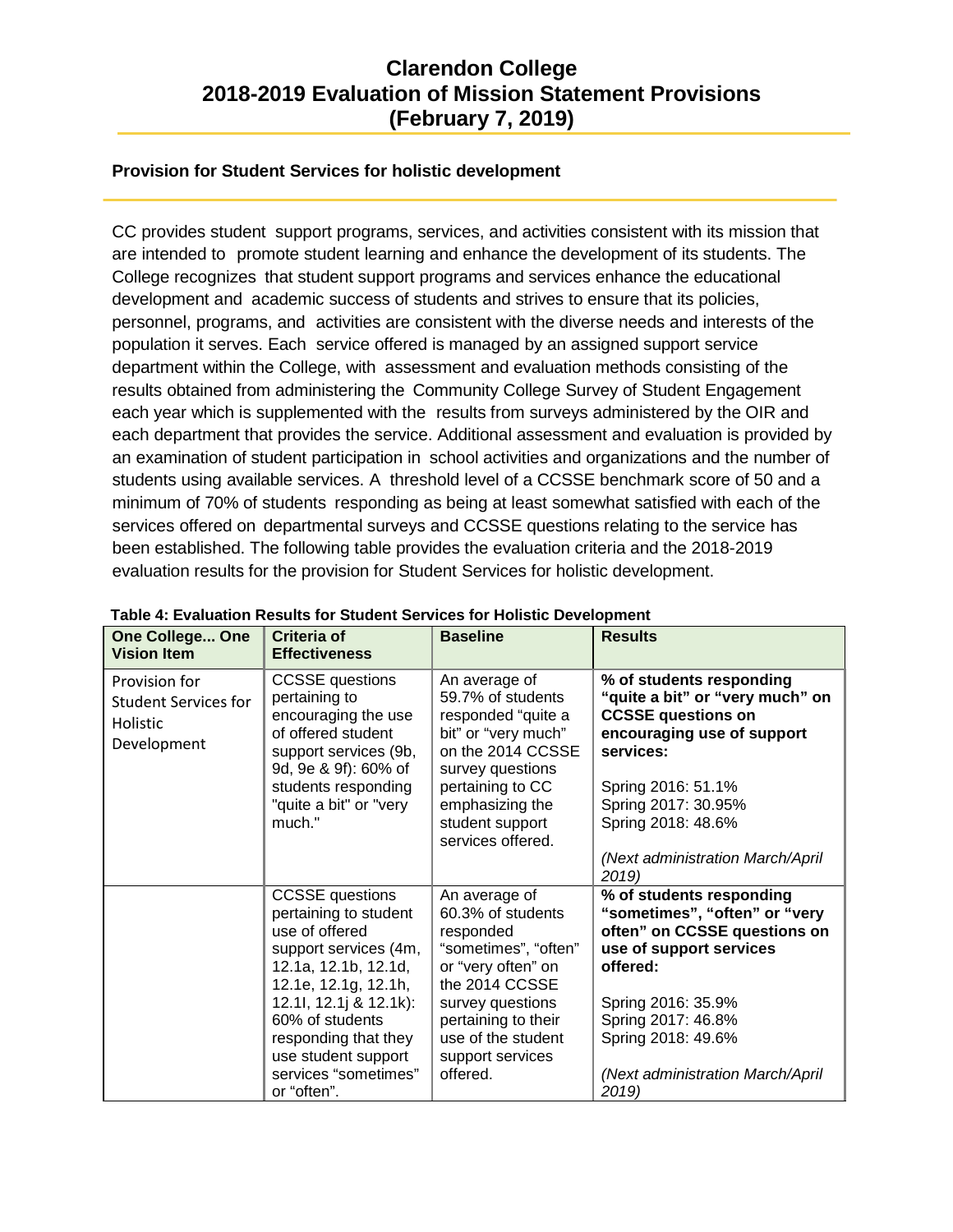# Clarendon College
# 2018-2019 Evaluation of Mission Statement Provisions
# (February 7, 2019)

### Provision for Student Services for holistic development

CC provides student support programs, services, and activities consistent with its mission that are intended to promote student learning and enhance the development of its students. The College recognizes that student support programs and services enhance the educational development and academic success of students and strives to ensure that its policies, personnel, programs, and activities are consistent with the diverse needs and interests of the population it serves. Each service offered is managed by an assigned support service department within the College, with assessment and evaluation methods consisting of the results obtained from administering the Community College Survey of Student Engagement each year which is supplemented with the results from surveys administered by the OIR and each department that provides the service. Additional assessment and evaluation is provided by an examination of student participation in school activities and organizations and the number of students using available services. A threshold level of a CCSSE benchmark score of 50 and a minimum of 70% of students responding as being at least somewhat satisfied with each of the services offered on departmental surveys and CCSSE questions relating to the service has been established. The following table provides the evaluation criteria and the 2018-2019 evaluation results for the provision for Student Services for holistic development.

**Table 4: Evaluation Results for Student Services for Holistic Development**

| One College... One Vision Item | Criteria of Effectiveness | Baseline | Results |
|---|---|---|---|
| Provision for Student Services for Holistic Development | CCSSE questions pertaining to encouraging the use of offered student support services (9b, 9d, 9e & 9f): 60% of students responding "quite a bit" or "very much." | An average of 59.7% of students responded "quite a bit" or "very much" on the 2014 CCSSE survey questions pertaining to CC emphasizing the student support services offered. | **% of students responding "quite a bit" or "very much" on CCSSE questions on encouraging use of support services:**<br><br>Spring 2016: 51.1%<br>Spring 2017: 30.95%<br>Spring 2018: 48.6%<br><br>*(Next administration March/April 2019)* |
| | CCSSE questions pertaining to student use of offered support services (4m, 12.1a, 12.1b, 12.1d, 12.1e, 12.1g, 12.1h, 12.1I, 12.1j & 12.1k): 60% of students responding that they use student support services "sometimes" or "often". | An average of 60.3% of students responded "sometimes", "often" or "very often" on the 2014 CCSSE survey questions pertaining to their use of the student support services offered. | **% of students responding "sometimes", "often" or "very often" on CCSSE questions on use of support services offered:**<br><br>Spring 2016: 35.9%<br>Spring 2017: 46.8%<br>Spring 2018: 49.6%<br><br>*(Next administration March/April 2019)* |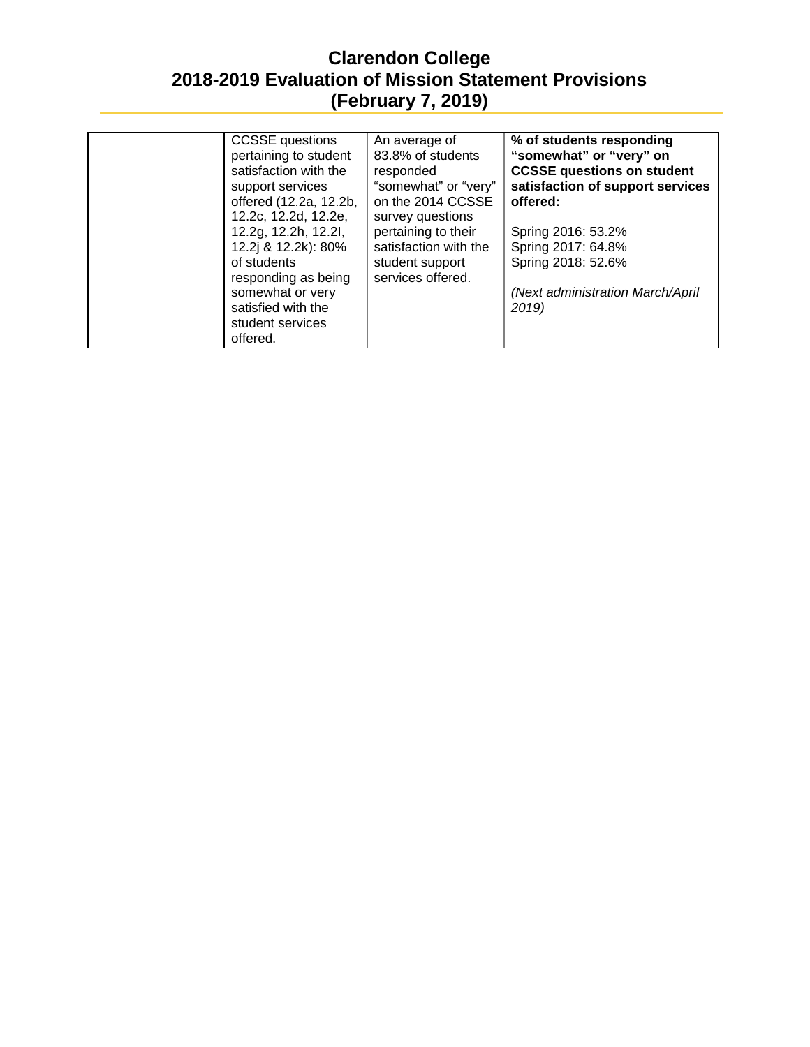# Clarendon College
# 2018-2019 Evaluation of Mission Statement Provisions
# (February 7, 2019)

| | | | |
|---|---|---|---|
| | CCSSE questions pertaining to student satisfaction with the support services offered (12.2a, 12.2b, 12.2c, 12.2d, 12.2e, 12.2g, 12.2h, 12.2I, 12.2j & 12.2k): 80% of students responding as being somewhat or very satisfied with the student services offered. | An average of 83.8% of students responded "somewhat" or "very" on the 2014 CCSSE survey questions pertaining to their satisfaction with the student support services offered. | **% of students responding "somewhat" or "very" on CCSSE questions on student satisfaction of support services offered:**<br><br>Spring 2016: 53.2%<br>Spring 2017: 64.8%<br>Spring 2018: 52.6%<br><br>*(Next administration March/April 2019)* |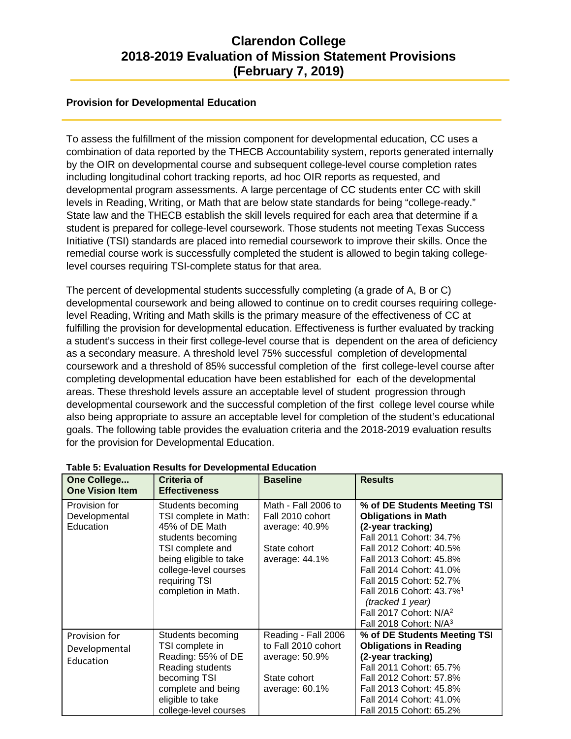# Clarendon College
# 2018-2019 Evaluation of Mission Statement Provisions
# (February 7, 2019)

## Provision for Developmental Education

To assess the fulfillment of the mission component for developmental education, CC uses a combination of data reported by the THECB Accountability system, reports generated internally by the OIR on developmental course and subsequent college-level course completion rates including longitudinal cohort tracking reports, ad hoc OIR reports as requested, and developmental program assessments. A large percentage of CC students enter CC with skill levels in Reading, Writing, or Math that are below state standards for being "college-ready." State law and the THECB establish the skill levels required for each area that determine if a student is prepared for college-level coursework. Those students not meeting Texas Success Initiative (TSI) standards are placed into remedial coursework to improve their skills. Once the remedial course work is successfully completed the student is allowed to begin taking college-level courses requiring TSI-complete status for that area.

The percent of developmental students successfully completing (a grade of A, B or C) developmental coursework and being allowed to continue on to credit courses requiring college-level Reading, Writing and Math skills is the primary measure of the effectiveness of CC at fulfilling the provision for developmental education. Effectiveness is further evaluated by tracking a student's success in their first college-level course that is dependent on the area of deficiency as a secondary measure. A threshold level 75% successful completion of developmental coursework and a threshold of 85% successful completion of the first college-level course after completing developmental education have been established for each of the developmental areas. These threshold levels assure an acceptable level of student progression through developmental coursework and the successful completion of the first college level course while also being appropriate to assure an acceptable level for completion of the student's educational goals. The following table provides the evaluation criteria and the 2018-2019 evaluation results for the provision for Developmental Education.

**Table 5: Evaluation Results for Developmental Education**

| One College... One Vision Item | Criteria of Effectiveness | Baseline | Results |
|---|---|---|---|
| Provision for Developmental Education | Students becoming TSI complete in Math: 45% of DE Math students becoming TSI complete and being eligible to take college-level courses requiring TSI completion in Math. | Math - Fall 2006 to Fall 2010 cohort average: 40.9%<br><br>State cohort average: 44.1% | **% of DE Students Meeting TSI Obligations in Math (2-year tracking)**<br>Fall 2011 Cohort: 34.7%<br>Fall 2012 Cohort: 40.5%<br>Fall 2013 Cohort: 45.8%<br>Fall 2014 Cohort: 41.0%<br>Fall 2015 Cohort: 52.7%<br>Fall 2016 Cohort: 43.7%[1] *(tracked 1 year)*<br>Fall 2017 Cohort: N/A[2]<br>Fall 2018 Cohort: N/A[3] |
| Provision for Developmental Education | Students becoming TSI complete in Reading: 55% of DE Reading students becoming TSI complete and being eligible to take college-level courses | Reading - Fall 2006 to Fall 2010 cohort average: 50.9%<br><br>State cohort average: 60.1% | **% of DE Students Meeting TSI Obligations in Reading (2-year tracking)**<br>Fall 2011 Cohort: 65.7%<br>Fall 2012 Cohort: 57.8%<br>Fall 2013 Cohort: 45.8%<br>Fall 2014 Cohort: 41.0%<br>Fall 2015 Cohort: 65.2% |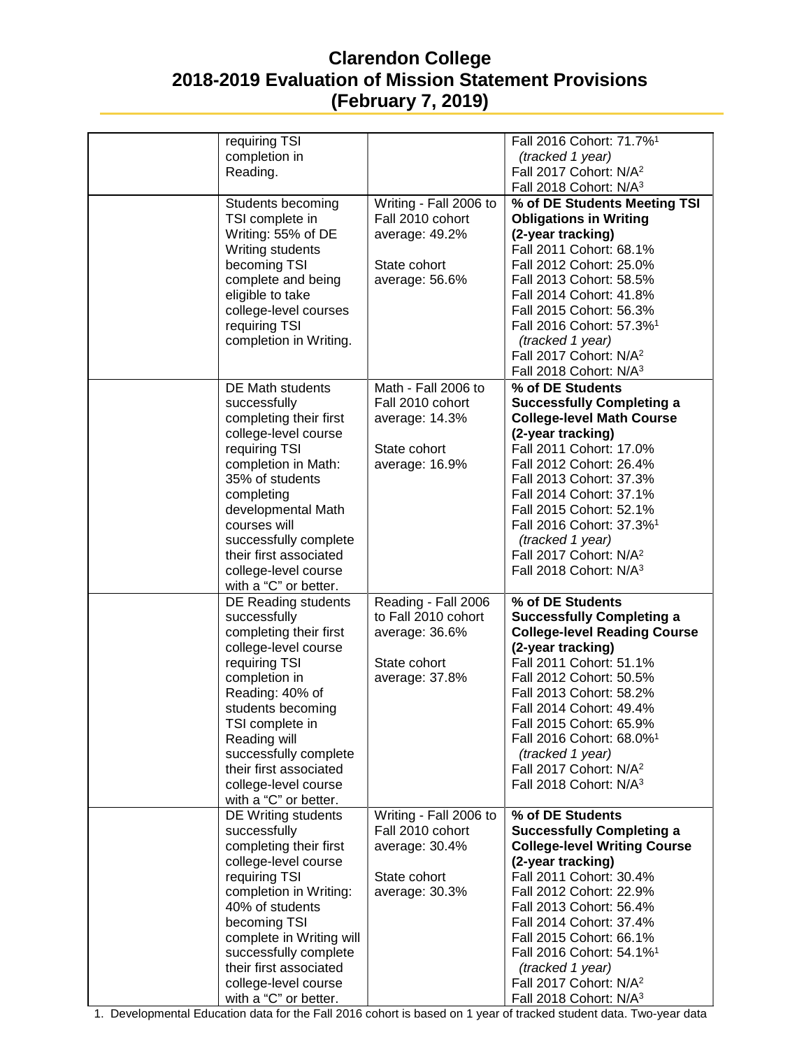# Clarendon College 2018-2019 Evaluation of Mission Statement Provisions (February 7, 2019)

| | | | |
|---|---|---|---|
| | requiring TSI completion in Reading. | | Fall 2016 Cohort: 71.7%[1] *(tracked 1 year)*<br>Fall 2017 Cohort: N/A[2]<br>Fall 2018 Cohort: N/A[3] |
| | Students becoming TSI complete in Writing: 55% of DE Writing students becoming TSI complete and being eligible to take college-level courses requiring TSI completion in Writing. | Writing - Fall 2006 to Fall 2010 cohort average: 49.2%<br><br>State cohort average: 56.6% | **% of DE Students Meeting TSI Obligations in Writing (2-year tracking)**<br>Fall 2011 Cohort: 68.1%<br>Fall 2012 Cohort: 25.0%<br>Fall 2013 Cohort: 58.5%<br>Fall 2014 Cohort: 41.8%<br>Fall 2015 Cohort: 56.3%<br>Fall 2016 Cohort: 57.3%[1] *(tracked 1 year)*<br>Fall 2017 Cohort: N/A[2]<br>Fall 2018 Cohort: N/A[3] |
| | DE Math students successfully completing their first college-level course requiring TSI completion in Math: 35% of students completing developmental Math courses will successfully complete their first associated college-level course with a "C" or better. | Math - Fall 2006 to Fall 2010 cohort average: 14.3%<br><br>State cohort average: 16.9% | **% of DE Students Successfully Completing a College-level Math Course (2-year tracking)**<br>Fall 2011 Cohort: 17.0%<br>Fall 2012 Cohort: 26.4%<br>Fall 2013 Cohort: 37.3%<br>Fall 2014 Cohort: 37.1%<br>Fall 2015 Cohort: 52.1%<br>Fall 2016 Cohort: 37.3%[1] *(tracked 1 year)*<br>Fall 2017 Cohort: N/A[2]<br>Fall 2018 Cohort: N/A[3] |
| | DE Reading students successfully completing their first college-level course requiring TSI completion in Reading: 40% of students becoming TSI complete in Reading will successfully complete their first associated college-level course with a "C" or better. | Reading - Fall 2006 to Fall 2010 cohort average: 36.6%<br><br>State cohort average: 37.8% | **% of DE Students Successfully Completing a College-level Reading Course (2-year tracking)**<br>Fall 2011 Cohort: 51.1%<br>Fall 2012 Cohort: 50.5%<br>Fall 2013 Cohort: 58.2%<br>Fall 2014 Cohort: 49.4%<br>Fall 2015 Cohort: 65.9%<br>Fall 2016 Cohort: 68.0%[1] *(tracked 1 year)*<br>Fall 2017 Cohort: N/A[2]<br>Fall 2018 Cohort: N/A[3] |
| | DE Writing students successfully completing their first college-level course requiring TSI completion in Writing: 40% of students becoming TSI complete in Writing will successfully complete their first associated college-level course with a "C" or better. | Writing - Fall 2006 to Fall 2010 cohort average: 30.4%<br><br>State cohort average: 30.3% | **% of DE Students Successfully Completing a College-level Writing Course (2-year tracking)**<br>Fall 2011 Cohort: 30.4%<br>Fall 2012 Cohort: 22.9%<br>Fall 2013 Cohort: 56.4%<br>Fall 2014 Cohort: 37.4%<br>Fall 2015 Cohort: 66.1%<br>Fall 2016 Cohort: 54.1%[1] *(tracked 1 year)*<br>Fall 2017 Cohort: N/A[2]<br>Fall 2018 Cohort: N/A[3] |

1. Developmental Education data for the Fall 2016 cohort is based on 1 year of tracked student data. Two-year data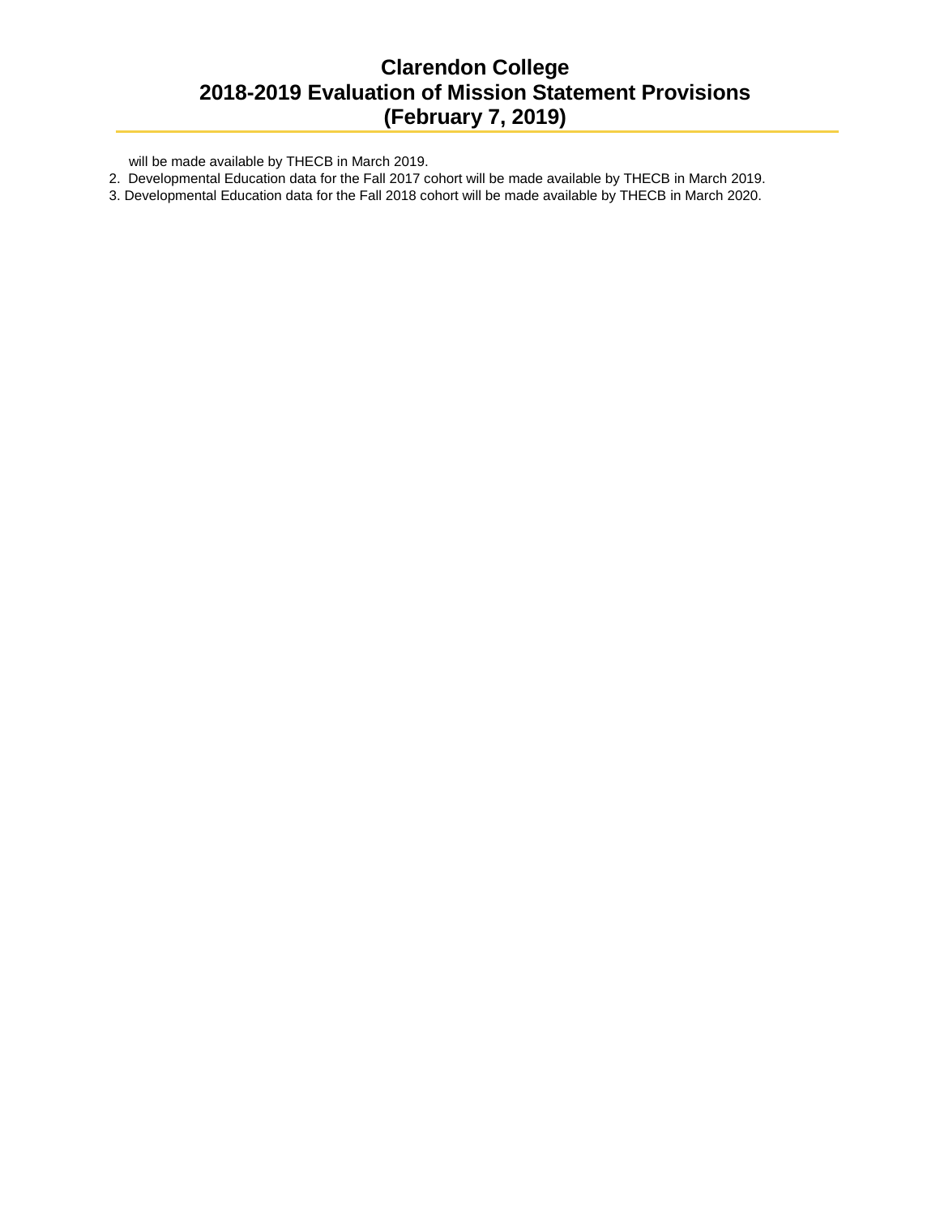will be made available by THECB in March 2019.

2. Developmental Education data for the Fall 2017 cohort will be made available by THECB in March 2019.
3. Developmental Education data for the Fall 2018 cohort will be made available by THECB in March 2020.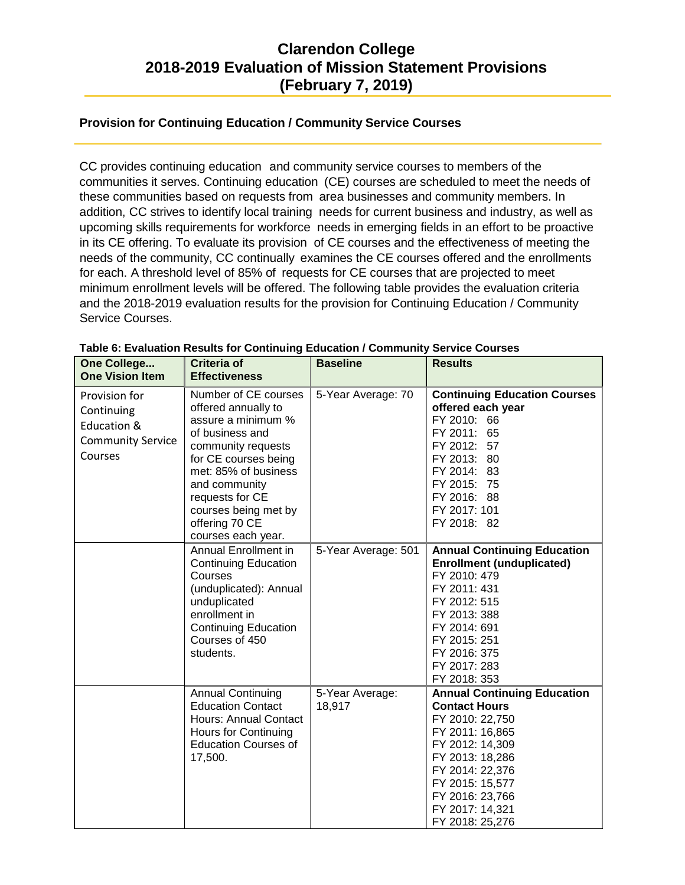# Clarendon College
# 2018-2019 Evaluation of Mission Statement Provisions
# (February 7, 2019)

## Provision for Continuing Education / Community Service Courses

CC provides continuing education and community service courses to members of the communities it serves. Continuing education (CE) courses are scheduled to meet the needs of these communities based on requests from area businesses and community members. In addition, CC strives to identify local training needs for current business and industry, as well as upcoming skills requirements for workforce needs in emerging fields in an effort to be proactive in its CE offering. To evaluate its provision of CE courses and the effectiveness of meeting the needs of the community, CC continually examines the CE courses offered and the enrollments for each. A threshold level of 85% of requests for CE courses that are projected to meet minimum enrollment levels will be offered. The following table provides the evaluation criteria and the 2018-2019 evaluation results for the provision for Continuing Education / Community Service Courses.

**Table 6: Evaluation Results for Continuing Education / Community Service Courses**

| One College... One Vision Item | Criteria of Effectiveness | Baseline | Results |
|---|---|---|---|
| Provision for Continuing Education & Community Service Courses | Number of CE courses offered annually to assure a minimum % of business and community requests for CE courses being met: 85% of business and community requests for CE courses being met by offering 70 CE courses each year. | 5-Year Average: 70 | **Continuing Education Courses offered each year**<br>FY 2010: 66<br>FY 2011: 65<br>FY 2012: 57<br>FY 2013: 80<br>FY 2014: 83<br>FY 2015: 75<br>FY 2016: 88<br>FY 2017: 101<br>FY 2018: 82 |
| | Annual Enrollment in Continuing Education Courses (unduplicated): Annual unduplicated enrollment in Continuing Education Courses of 450 students. | 5-Year Average: 501 | **Annual Continuing Education Enrollment (unduplicated)**<br>FY 2010: 479<br>FY 2011: 431<br>FY 2012: 515<br>FY 2013: 388<br>FY 2014: 691<br>FY 2015: 251<br>FY 2016: 375<br>FY 2017: 283<br>FY 2018: 353 |
| | Annual Continuing Education Contact Hours: Annual Contact Hours for Continuing Education Courses of 17,500. | 5-Year Average: 18,917 | **Annual Continuing Education Contact Hours**<br>FY 2010: 22,750<br>FY 2011: 16,865<br>FY 2012: 14,309<br>FY 2013: 18,286<br>FY 2014: 22,376<br>FY 2015: 15,577<br>FY 2016: 23,766<br>FY 2017: 14,321<br>FY 2018: 25,276 |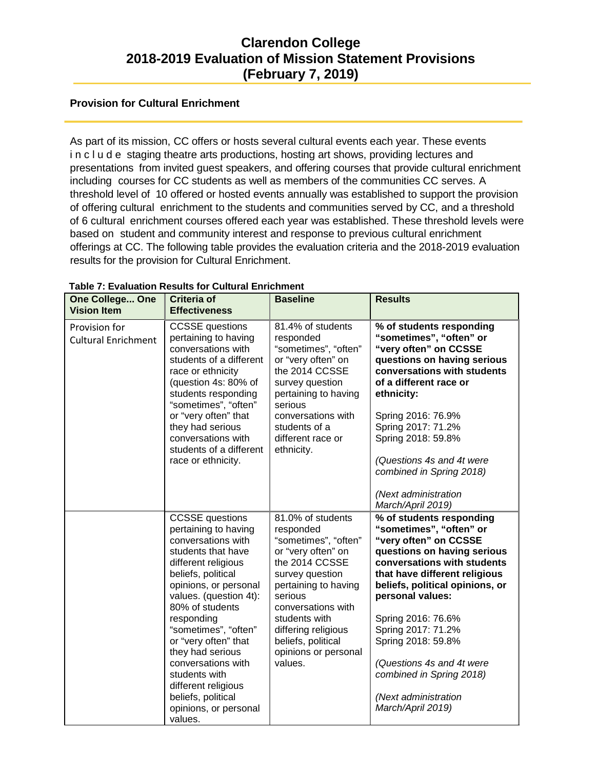# Clarendon College
# 2018-2019 Evaluation of Mission Statement Provisions
# (February 7, 2019)

## Provision for Cultural Enrichment

As part of its mission, CC offers or hosts several cultural events each year. These events include staging theatre arts productions, hosting art shows, providing lectures and presentations from invited guest speakers, and offering courses that provide cultural enrichment including courses for CC students as well as members of the communities CC serves. A threshold level of 10 offered or hosted events annually was established to support the provision of offering cultural enrichment to the students and communities served by CC, and a threshold of 6 cultural enrichment courses offered each year was established. These threshold levels were based on student and community interest and response to previous cultural enrichment offerings at CC. The following table provides the evaluation criteria and the 2018-2019 evaluation results for the provision for Cultural Enrichment.

**Table 7: Evaluation Results for Cultural Enrichment**

| One College... One Vision Item | Criteria of Effectiveness | Baseline | Results |
|---|---|---|---|
| Provision for Cultural Enrichment | CCSSE questions pertaining to having conversations with students of a different race or ethnicity (question 4s: 80% of students responding "sometimes", "often" or "very often" that they had serious conversations with students of a different race or ethnicity. | 81.4% of students responded "sometimes", "often" or "very often" on the 2014 CCSSE survey question pertaining to having serious conversations with students of a different race or ethnicity. | **% of students responding "sometimes", "often" or "very often" on CCSSE questions on having serious conversations with students of a different race or ethnicity:**<br><br>Spring 2016: 76.9%<br>Spring 2017: 71.2%<br>Spring 2018: 59.8%<br><br>*(Questions 4s and 4t were combined in Spring 2018)*<br><br>*(Next administration March/April 2019)* |
| | CCSSE questions pertaining to having conversations with students that have different religious beliefs, political opinions, or personal values. (question 4t): 80% of students responding "sometimes", "often" or "very often" that they had serious conversations with students with different religious beliefs, political opinions, or personal values. | 81.0% of students responded "sometimes", "often" or "very often" on the 2014 CCSSE survey question pertaining to having serious conversations with students with differing religious beliefs, political opinions or personal values. | **% of students responding "sometimes", "often" or "very often" on CCSSE questions on having serious conversations with students that have different religious beliefs, political opinions, or personal values:**<br><br>Spring 2016: 76.6%<br>Spring 2017: 71.2%<br>Spring 2018: 59.8%<br><br>*(Questions 4s and 4t were combined in Spring 2018)*<br><br>*(Next administration March/April 2019)* |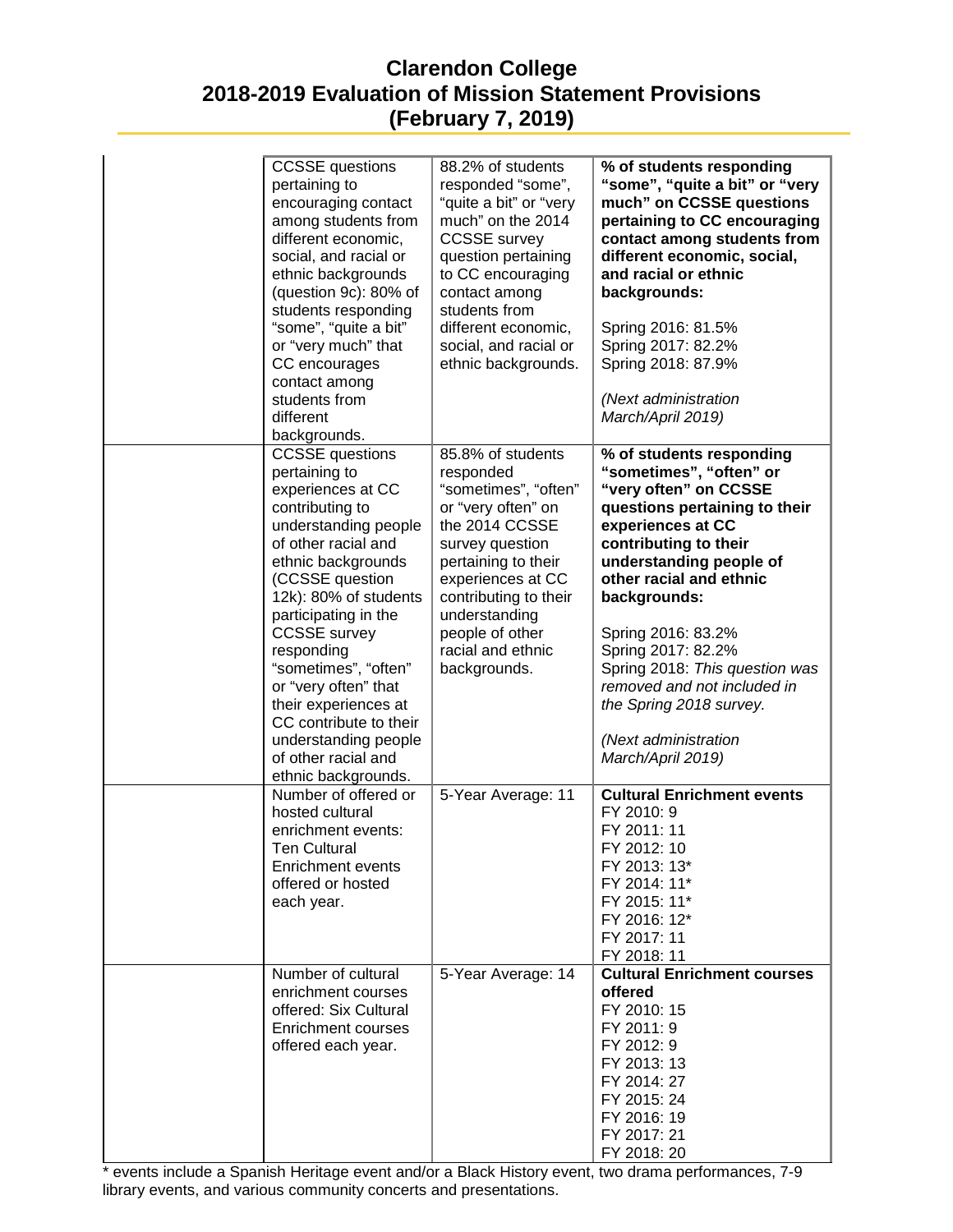# Clarendon College
# 2018-2019 Evaluation of Mission Statement Provisions
# (February 7, 2019)

| | | | |
|---|---|---|---|
| | CCSSE questions pertaining to encouraging contact among students from different economic, social, and racial or ethnic backgrounds (question 9c): 80% of students responding "some", "quite a bit" or "very much" that CC encourages contact among students from different backgrounds. | 88.2% of students responded "some", "quite a bit" or "very much" on the 2014 CCSSE survey question pertaining to CC encouraging contact among students from different economic, social, and racial or ethnic backgrounds. | **% of students responding "some", "quite a bit" or "very much" on CCSSE questions pertaining to CC encouraging contact among students from different economic, social, and racial or ethnic backgrounds:**<br><br>Spring 2016: 81.5%<br>Spring 2017: 82.2%<br>Spring 2018: 87.9%<br><br>*(Next administration March/April 2019)* |
| | CCSSE questions pertaining to experiences at CC contributing to understanding people of other racial and ethnic backgrounds (CCSSE question 12k): 80% of students participating in the CCSSE survey responding "sometimes", "often" or "very often" that their experiences at CC contribute to their understanding people of other racial and ethnic backgrounds. | 85.8% of students responded "sometimes", "often" or "very often" on the 2014 CCSSE survey question pertaining to their experiences at CC contributing to their understanding people of other racial and ethnic backgrounds. | **% of students responding "sometimes", "often" or "very often" on CCSSE questions pertaining to their experiences at CC contributing to their understanding people of other racial and ethnic backgrounds:**<br><br>Spring 2016: 83.2%<br>Spring 2017: 82.2%<br>Spring 2018: *This question was removed and not included in the Spring 2018 survey.*<br><br>*(Next administration March/April 2019)* |
| | Number of offered or hosted cultural enrichment events: Ten Cultural Enrichment events offered or hosted each year. | 5-Year Average: 11 | **Cultural Enrichment events**<br>FY 2010: 9<br>FY 2011: 11<br>FY 2012: 10<br>FY 2013: 13*<br>FY 2014: 11*<br>FY 2015: 11*<br>FY 2016: 12*<br>FY 2017: 11<br>FY 2018: 11 |
| | Number of cultural enrichment courses offered: Six Cultural Enrichment courses offered each year. | 5-Year Average: 14 | **Cultural Enrichment courses offered**<br>FY 2010: 15<br>FY 2011: 9<br>FY 2012: 9<br>FY 2013: 13<br>FY 2014: 27<br>FY 2015: 24<br>FY 2016: 19<br>FY 2017: 21<br>FY 2018: 20 |

* events include a Spanish Heritage event and/or a Black History event, two drama performances, 7-9 library events, and various community concerts and presentations.